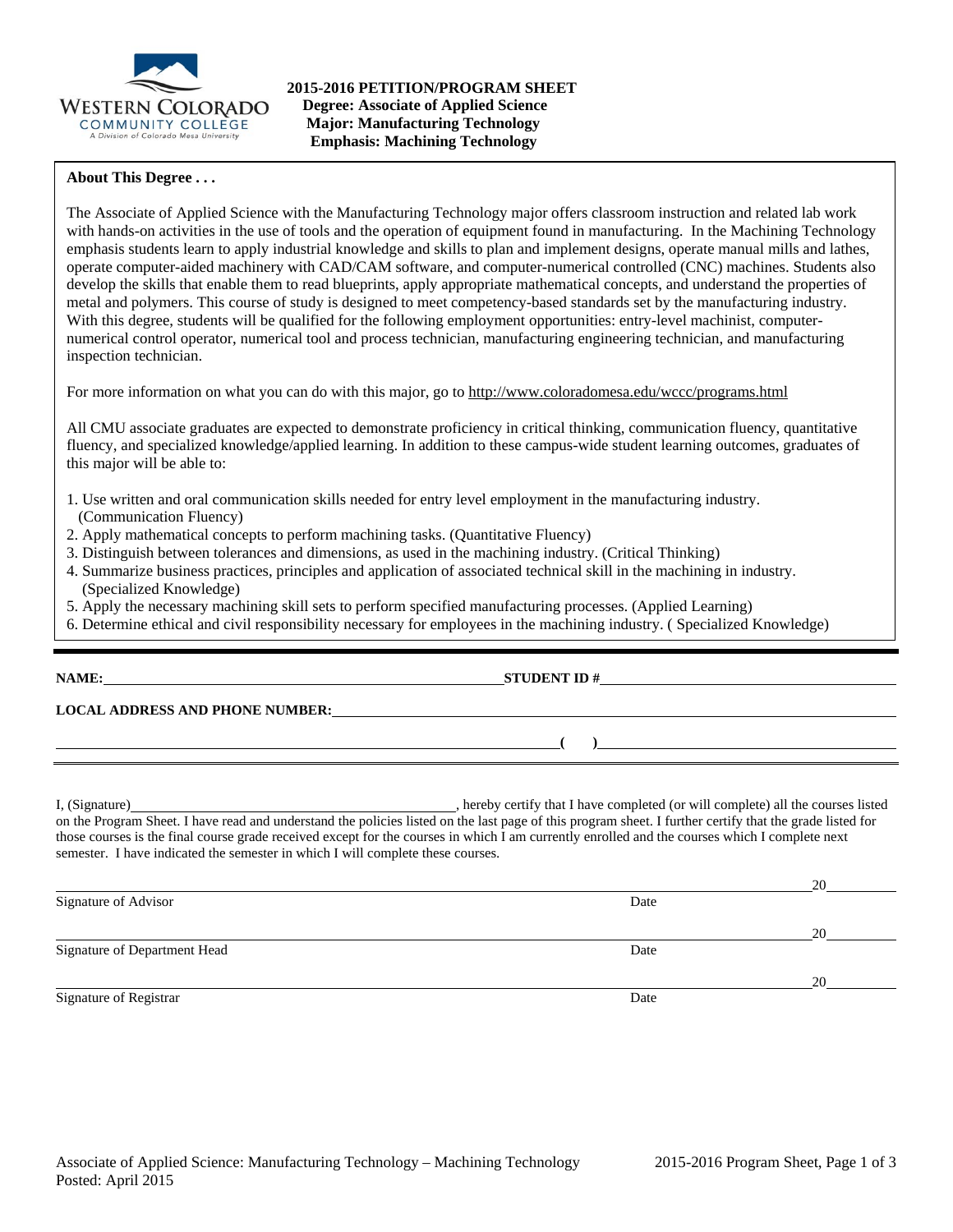**2015-2016 PETITION/PROGRAM SHEET**
**Degree: Associate of Applied Science**
**Major: Manufacturing Technology**
**Emphasis: Machining Technology**

**About This Degree . . .**

The Associate of Applied Science with the Manufacturing Technology major offers classroom instruction and related lab work with hands-on activities in the use of tools and the operation of equipment found in manufacturing. In the Machining Technology emphasis students learn to apply industrial knowledge and skills to plan and implement designs, operate manual mills and lathes, operate computer-aided machinery with CAD/CAM software, and computer-numerical controlled (CNC) machines. Students also develop the skills that enable them to read blueprints, apply appropriate mathematical concepts, and understand the properties of metal and polymers. This course of study is designed to meet competency-based standards set by the manufacturing industry. With this degree, students will be qualified for the following employment opportunities: entry-level machinist, computer-numerical control operator, numerical tool and process technician, manufacturing engineering technician, and manufacturing inspection technician.

For more information on what you can do with this major, go to http://www.coloradomesa.edu/wccc/programs.html

All CMU associate graduates are expected to demonstrate proficiency in critical thinking, communication fluency, quantitative fluency, and specialized knowledge/applied learning. In addition to these campus-wide student learning outcomes, graduates of this major will be able to:

1. Use written and oral communication skills needed for entry level employment in the manufacturing industry. (Communication Fluency)
2. Apply mathematical concepts to perform machining tasks. (Quantitative Fluency)
3. Distinguish between tolerances and dimensions, as used in the machining industry. (Critical Thinking)
4. Summarize business practices, principles and application of associated technical skill in the machining in industry. (Specialized Knowledge)
5. Apply the necessary machining skill sets to perform specified manufacturing processes. (Applied Learning)
6. Determine ethical and civil responsibility necessary for employees in the machining industry. ( Specialized Knowledge)

---

**NAME:** ______________________________ **STUDENT ID #** ______________________________

**LOCAL ADDRESS AND PHONE NUMBER:** ______________________________

______________________________ **( )** ______________________________

---

I, (Signature) ______________________________, hereby certify that I have completed (or will complete) all the courses listed on the Program Sheet. I have read and understand the policies listed on the last page of this program sheet. I further certify that the grade listed for those courses is the final course grade received except for the courses in which I am currently enrolled and the courses which I complete next semester. I have indicated the semester in which I will complete these courses.

______________________________ 20______
Signature of Advisor Date

______________________________ 20______
Signature of Department Head Date

______________________________ 20______
Signature of Registrar Date

Associate of Applied Science: Manufacturing Technology – Machining Technology
Posted: April 2015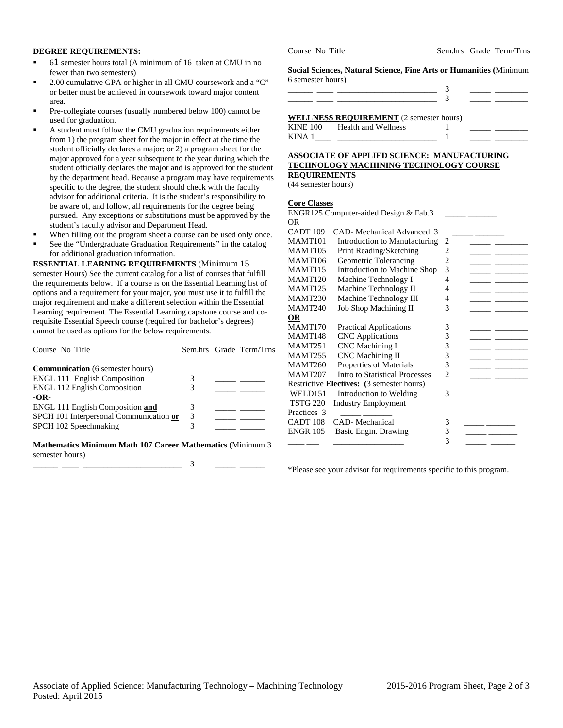**DEGREE REQUIREMENTS:**

- 61 semester hours total (A minimum of 16 taken at CMU in no fewer than two semesters)
- 2.00 cumulative GPA or higher in all CMU coursework and a "C" or better must be achieved in coursework toward major content area.
- Pre-collegiate courses (usually numbered below 100) cannot be used for graduation.
- A student must follow the CMU graduation requirements either from 1) the program sheet for the major in effect at the time the student officially declares a major; or 2) a program sheet for the major approved for a year subsequent to the year during which the student officially declares the major and is approved for the student by the department head. Because a program may have requirements specific to the degree, the student should check with the faculty advisor for additional criteria. It is the student's responsibility to be aware of, and follow, all requirements for the degree being pursued. Any exceptions or substitutions must be approved by the student's faculty advisor and Department Head.
- When filling out the program sheet a course can be used only once.
- See the "Undergraduate Graduation Requirements" in the catalog for additional graduation information.

**ESSENTIAL LEARNING REQUIREMENTS** (Minimum 15 semester Hours) See the current catalog for a list of courses that fulfill the requirements below. If a course is on the Essential Learning list of options and a requirement for your major, you must use it to fulfill the major requirement and make a different selection within the Essential Learning requirement. The Essential Learning capstone course and co-requisite Essential Speech course (required for bachelor's degrees) cannot be used as options for the below requirements.

| Course No Title | Sem.hrs | Grade | Term/Trns |
|---|---|---|---|
| **Communication** (6 semester hours) | | | |
| ENGL 111 English Composition | 3 | _____ | ______ |
| ENGL 112 English Composition | 3 | _____ | ______ |
| **-OR-** | | | |
| ENGL 111 English Composition **and** | 3 | _____ | ______ |
| SPCH 101 Interpersonal Communication **or** | 3 | _____ | ______ |
| SPCH 102 Speechmaking | 3 | _____ | ______ |
| **Mathematics Minimum Math 107 Career Mathematics** (Minimum 3 semester hours) | | | |
| ______ ____ _______________________ | 3 | _____ | ______ |
| **Social Sciences, Natural Science, Fine Arts or Humanities (**Minimum 6 semester hours) | | | |
| ______ ____ _______________________ | 3 | _____ | ________ |
| ______ ____ _______________________ | 3 | _____ | ________ |
| **WELLNESS REQUIREMENT** (2 semester hours) | | | |
| KINE 100 Health and Wellness | 1 | _____ | ________ |
| KINA 1____ _______________________ | 1 | _____ | ________ |

**ASSOCIATE OF APPLIED SCIENCE: MANUFACTURING TECHNOLOGY MACHINING TECHNOLOGY COURSE REQUIREMENTS**
(44 semester hours)

| Course No Title | Sem.hrs | Grade | Term/Trns |
|---|---|---|---|
| **Core Classes** | | | |
| ENGR125 Computer-aided Design & Fab. | 3 | _____ | _______ |
| OR | | | |
| CADT 109 CAD- Mechanical Advanced | 3 | _____ | _______ |
| MAMT101 Introduction to Manufacturing | 2 | _____ | ________ |
| MAMT105 Print Reading/Sketching | 2 | _____ | ________ |
| MAMT106 Geometric Tolerancing | 2 | _____ | ________ |
| MAMT115 Introduction to Machine Shop | 3 | _____ | ________ |
| MAMT120 Machine Technology I | 4 | _____ | ________ |
| MAMT125 Machine Technology II | 4 | _____ | ________ |
| MAMT230 Machine Technology III | 4 | _____ | ________ |
| MAMT240 Job Shop Machining II | 3 | _____ | ________ |
| **OR** | | | |
| MAMT170 Practical Applications | 3 | _____ | ________ |
| MAMT148 CNC Applications | 3 | _____ | ________ |
| MAMT251 CNC Machining I | 3 | _____ | ________ |
| MAMT255 CNC Machining II | 3 | _____ | ________ |
| MAMT260 Properties of Materials | 3 | _____ | ________ |
| MAMT207 Intro to Statistical Processes | 2 | _____ | ________ |
| Restrictive **Electives:** (3 semester hours) | | | |
| WELD151 Introduction to Welding | 3 | ____ | _______ |
| TSTG 220 Industry Employment Practices | 3 | _____ | _______ |
| CADT 108 CAD- Mechanical | 3 | _____ | _______ |
| ENGR 105 Basic Engin. Drawing | 3 | _____ | _______ |
| ____ ___ _________________ | 3 | _____ | ______ |

*Please see your advisor for requirements specific to this program.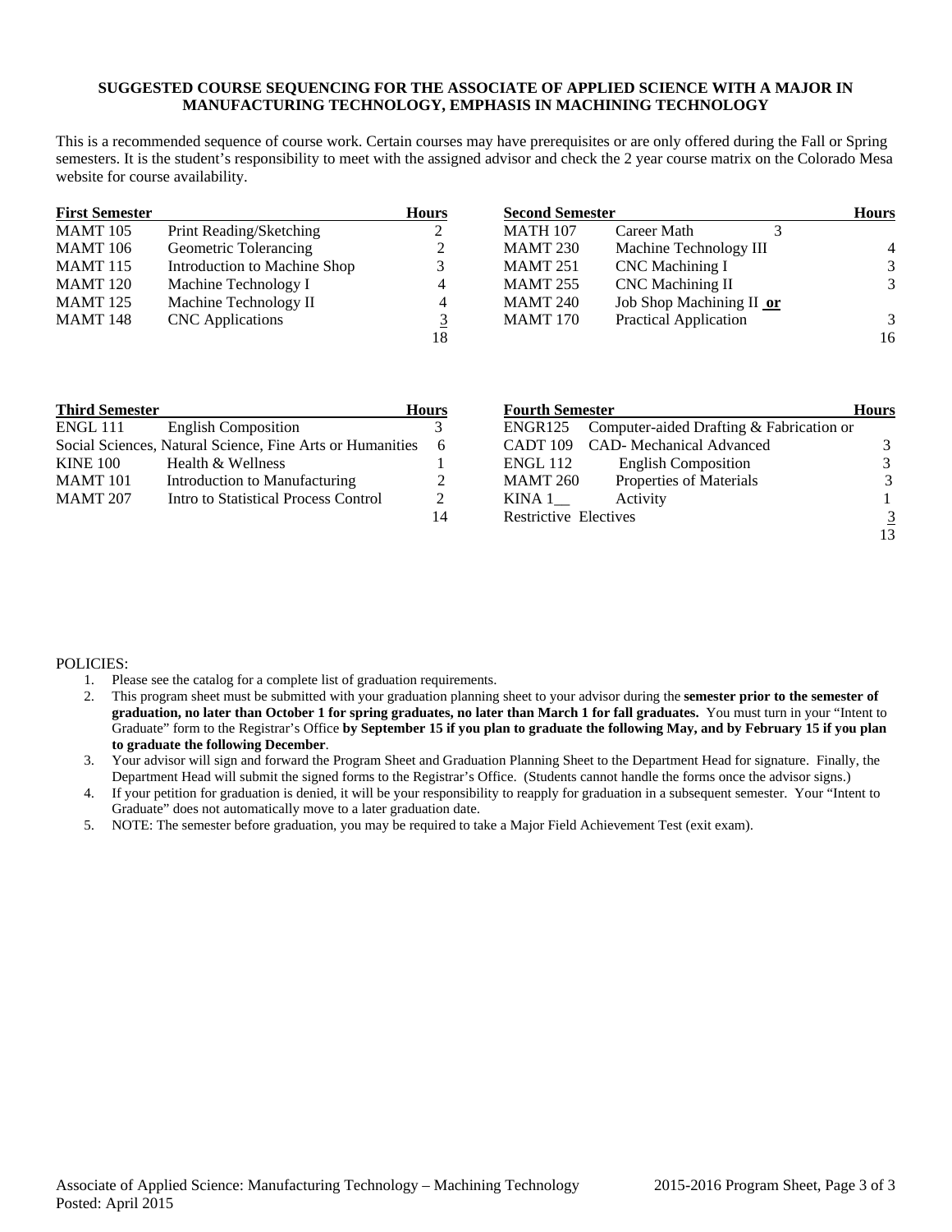**SUGGESTED COURSE SEQUENCING FOR THE ASSOCIATE OF APPLIED SCIENCE WITH A MAJOR IN MANUFACTURING TECHNOLOGY, EMPHASIS IN MACHINING TECHNOLOGY**

This is a recommended sequence of course work. Certain courses may have prerequisites or are only offered during the Fall or Spring semesters. It is the student's responsibility to meet with the assigned advisor and check the 2 year course matrix on the Colorado Mesa website for course availability.

| First Semester | | Hours |
|---|---|---|
| MAMT 105 | Print Reading/Sketching | 2 |
| MAMT 106 | Geometric Tolerancing | 2 |
| MAMT 115 | Introduction to Machine Shop | 3 |
| MAMT 120 | Machine Technology I | 4 |
| MAMT 125 | Machine Technology II | 4 |
| MAMT 148 | CNC Applications | 3 |
| | | 18 |

| Second Semester | | Hours |
|---|---|---|
| MATH 107 | Career Math | 3 |
| MAMT 230 | Machine Technology III | 4 |
| MAMT 251 | CNC Machining I | 3 |
| MAMT 255 | CNC Machining II | 3 |
| MAMT 240 | Job Shop Machining II **or** | |
| MAMT 170 | Practical Application | 3 |
| | | 16 |

| Third Semester | | Hours |
|---|---|---|
| ENGL 111 | English Composition | 3 |
| Social Sciences, Natural Science, Fine Arts or Humanities | | 6 |
| KINE 100 | Health & Wellness | 1 |
| MAMT 101 | Introduction to Manufacturing | 2 |
| MAMT 207 | Intro to Statistical Process Control | 2 |
| | | 14 |

| Fourth Semester | | Hours |
|---|---|---|
| ENGR125 | Computer-aided Drafting & Fabrication or | |
| CADT 109 | CAD- Mechanical Advanced | 3 |
| ENGL 112 | English Composition | 3 |
| MAMT 260 | Properties of Materials | 3 |
| KINA 1__ | Activity | 1 |
| Restrictive Electives | | 3 |
| | | 13 |

POLICIES:

1. Please see the catalog for a complete list of graduation requirements.
2. This program sheet must be submitted with your graduation planning sheet to your advisor during the **semester prior to the semester of graduation, no later than October 1 for spring graduates, no later than March 1 for fall graduates.** You must turn in your "Intent to Graduate" form to the Registrar's Office **by September 15 if you plan to graduate the following May, and by February 15 if you plan to graduate the following December**.
3. Your advisor will sign and forward the Program Sheet and Graduation Planning Sheet to the Department Head for signature. Finally, the Department Head will submit the signed forms to the Registrar's Office. (Students cannot handle the forms once the advisor signs.)
4. If your petition for graduation is denied, it will be your responsibility to reapply for graduation in a subsequent semester. Your "Intent to Graduate" does not automatically move to a later graduation date.
5. NOTE: The semester before graduation, you may be required to take a Major Field Achievement Test (exit exam).

Associate of Applied Science: Manufacturing Technology – Machining Technology
Posted: April 2015